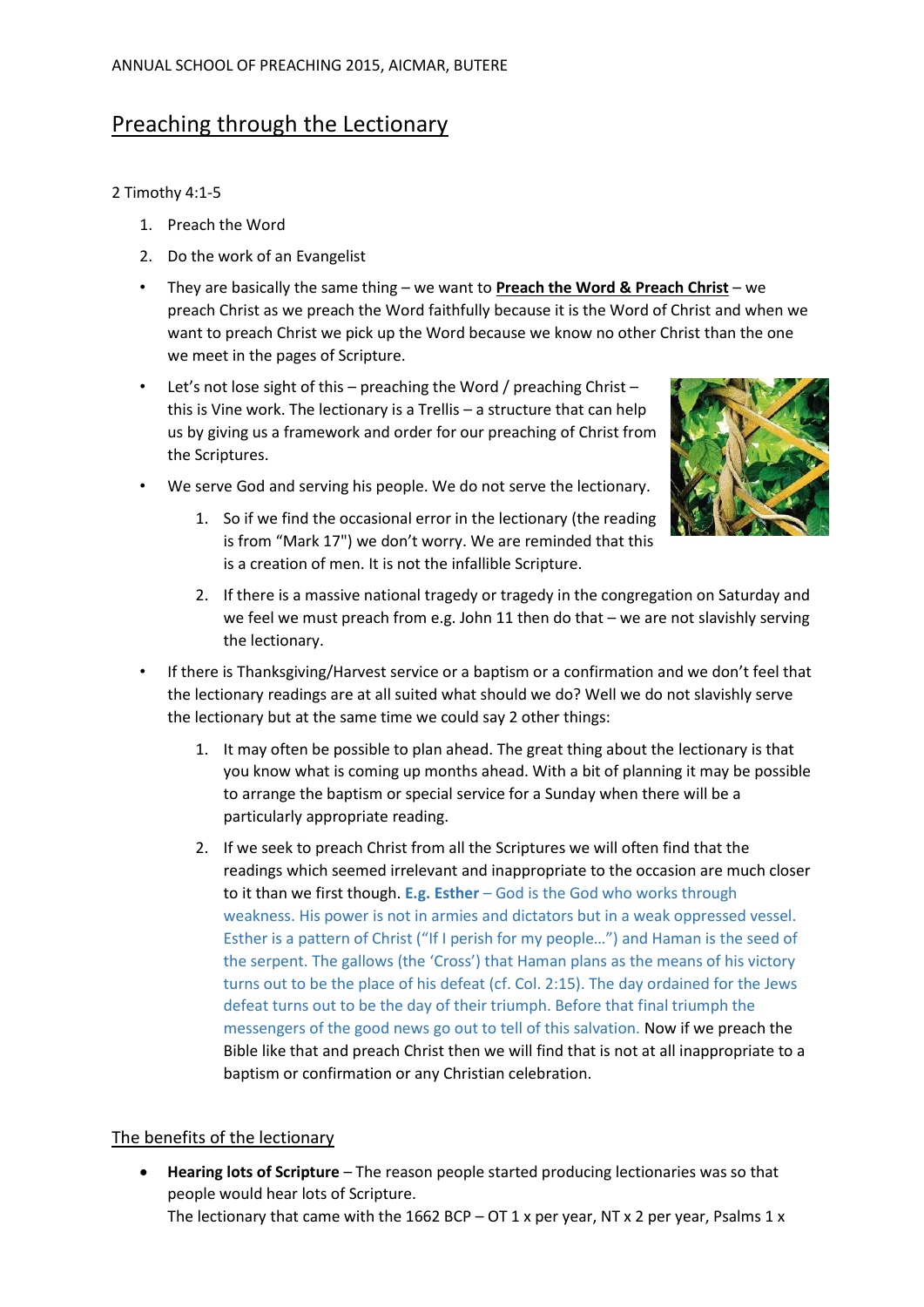ANNUAL SCHOOL OF PREACHING 2015, AICMAR, BUTERE

# Preaching through the Lectionary

2 Timothy 4:1-5

1. Preach the Word
2. Do the work of an Evangelist

- They are basically the same thing – we want to **Preach the Word & Preach Christ** – we preach Christ as we preach the Word faithfully because it is the Word of Christ and when we want to preach Christ we pick up the Word because we know no other Christ than the one we meet in the pages of Scripture.
- Let's not lose sight of this – preaching the Word / preaching Christ – this is Vine work. The lectionary is a Trellis – a structure that can help us by giving us a framework and order for our preaching of Christ from the Scriptures.
- We serve God and serving his people. We do not serve the lectionary.
    1. So if we find the occasional error in the lectionary (the reading is from "Mark 17") we don't worry. We are reminded that this is a creation of men. It is not the infallible Scripture.
    2. If there is a massive national tragedy or tragedy in the congregation on Saturday and we feel we must preach from e.g. John 11 then do that – we are not slavishly serving the lectionary.
- If there is Thanksgiving/Harvest service or a baptism or a confirmation and we don't feel that the lectionary readings are at all suited what should we do? Well we do not slavishly serve the lectionary but at the same time we could say 2 other things:
    1. It may often be possible to plan ahead. The great thing about the lectionary is that you know what is coming up months ahead. With a bit of planning it may be possible to arrange the baptism or special service for a Sunday when there will be a particularly appropriate reading.
    2. If we seek to preach Christ from all the Scriptures we will often find that the readings which seemed irrelevant and inappropriate to the occasion are much closer to it than we first though. **E.g. Esther** – God is the God who works through weakness. His power is not in armies and dictators but in a weak oppressed vessel. Esther is a pattern of Christ ("If I perish for my people…") and Haman is the seed of the serpent. The gallows (the 'Cross') that Haman plans as the means of his victory turns out to be the place of his defeat (cf. Col. 2:15). The day ordained for the Jews defeat turns out to be the day of their triumph. Before that final triumph the messengers of the good news go out to tell of this salvation. Now if we preach the Bible like that and preach Christ then we will find that is not at all inappropriate to a baptism or confirmation or any Christian celebration.

## The benefits of the lectionary

- **Hearing lots of Scripture** – The reason people started producing lectionaries was so that people would hear lots of Scripture.
  The lectionary that came with the 1662 BCP – OT 1 x per year, NT x 2 per year, Psalms 1 x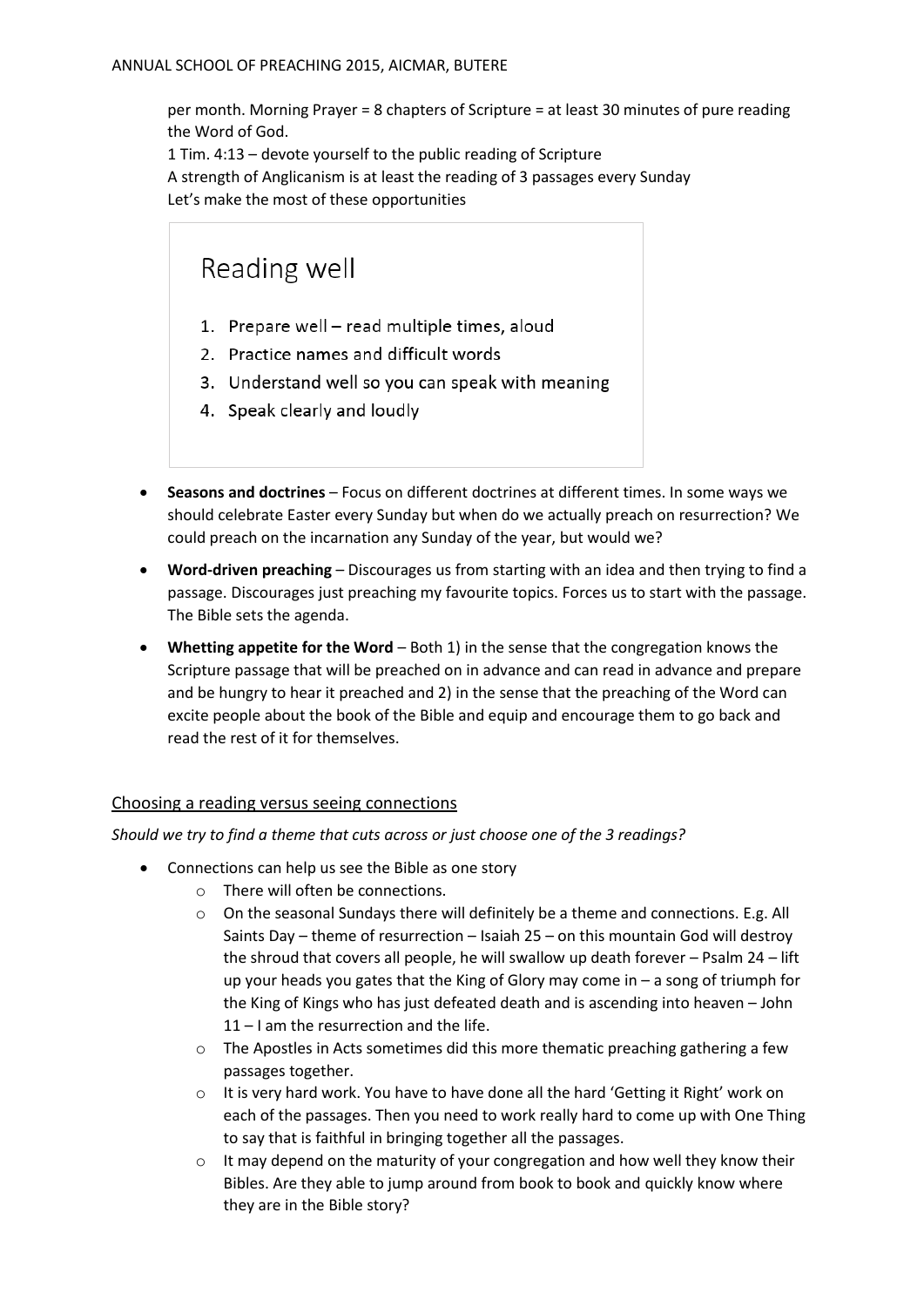per month. Morning Prayer = 8 chapters of Scripture = at least 30 minutes of pure reading the Word of God.

1 Tim. 4:13 – devote yourself to the public reading of Scripture

A strength of Anglicanism is at least the reading of 3 passages every Sunday

Let's make the most of these opportunities

## Reading well

1. Prepare well – read multiple times, aloud
2. Practice names and difficult words
3. Understand well so you can speak with meaning
4. Speak clearly and loudly

- **Seasons and doctrines** – Focus on different doctrines at different times. In some ways we should celebrate Easter every Sunday but when do we actually preach on resurrection? We could preach on the incarnation any Sunday of the year, but would we?
- **Word-driven preaching** – Discourages us from starting with an idea and then trying to find a passage. Discourages just preaching my favourite topics. Forces us to start with the passage. The Bible sets the agenda.
- **Whetting appetite for the Word** – Both 1) in the sense that the congregation knows the Scripture passage that will be preached on in advance and can read in advance and prepare and be hungry to hear it preached and 2) in the sense that the preaching of the Word can excite people about the book of the Bible and equip and encourage them to go back and read the rest of it for themselves.

## Choosing a reading versus seeing connections

*Should we try to find a theme that cuts across or just choose one of the 3 readings?*

- Connections can help us see the Bible as one story
  - There will often be connections.
  - On the seasonal Sundays there will definitely be a theme and connections. E.g. All Saints Day – theme of resurrection – Isaiah 25 – on this mountain God will destroy the shroud that covers all people, he will swallow up death forever – Psalm 24 – lift up your heads you gates that the King of Glory may come in – a song of triumph for the King of Kings who has just defeated death and is ascending into heaven – John 11 – I am the resurrection and the life.
  - The Apostles in Acts sometimes did this more thematic preaching gathering a few passages together.
  - It is very hard work. You have to have done all the hard 'Getting it Right' work on each of the passages. Then you need to work really hard to come up with One Thing to say that is faithful in bringing together all the passages.
  - It may depend on the maturity of your congregation and how well they know their Bibles. Are they able to jump around from book to book and quickly know where they are in the Bible story?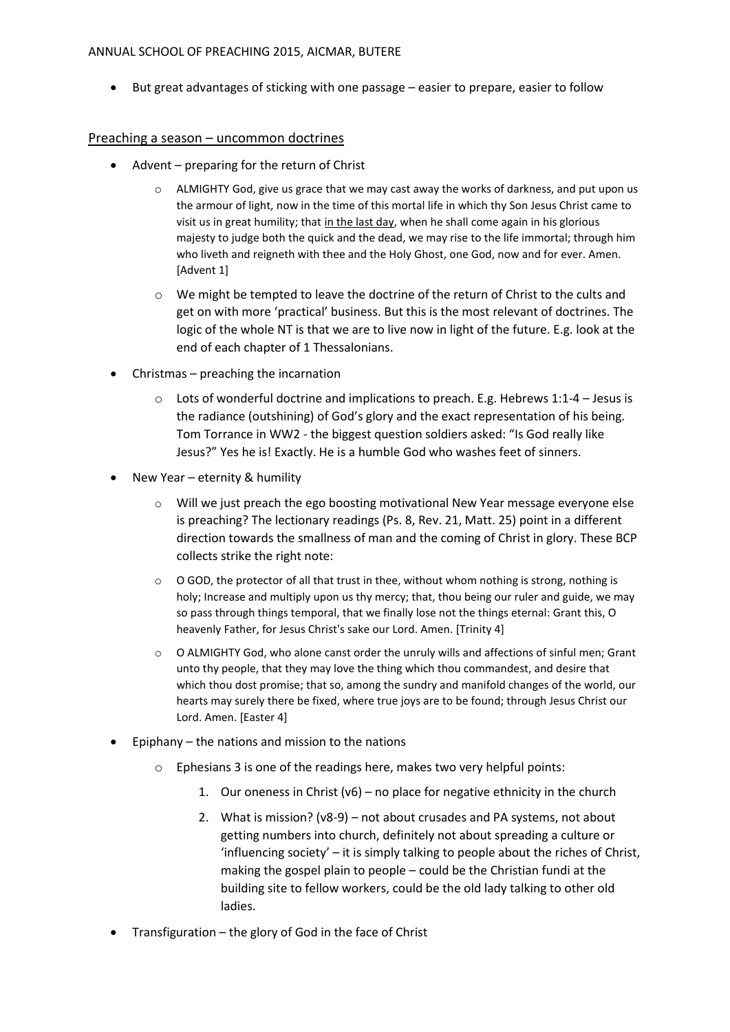- But great advantages of sticking with one passage – easier to prepare, easier to follow

## Preaching a season – uncommon doctrines

- Advent – preparing for the return of Christ
  - ALMIGHTY God, give us grace that we may cast away the works of darkness, and put upon us the armour of light, now in the time of this mortal life in which thy Son Jesus Christ came to visit us in great humility; that <u>in the last day</u>, when he shall come again in his glorious majesty to judge both the quick and the dead, we may rise to the life immortal; through him who liveth and reigneth with thee and the Holy Ghost, one God, now and for ever. Amen. [Advent 1]
  - We might be tempted to leave the doctrine of the return of Christ to the cults and get on with more 'practical' business. But this is the most relevant of doctrines. The logic of the whole NT is that we are to live now in light of the future. E.g. look at the end of each chapter of 1 Thessalonians.
- Christmas – preaching the incarnation
  - Lots of wonderful doctrine and implications to preach. E.g. Hebrews 1:1-4 – Jesus is the radiance (outshining) of God's glory and the exact representation of his being. Tom Torrance in WW2 - the biggest question soldiers asked: "Is God really like Jesus?" Yes he is! Exactly. He is a humble God who washes feet of sinners.
- New Year – eternity & humility
  - Will we just preach the ego boosting motivational New Year message everyone else is preaching? The lectionary readings (Ps. 8, Rev. 21, Matt. 25) point in a different direction towards the smallness of man and the coming of Christ in glory. These BCP collects strike the right note:
  - O GOD, the protector of all that trust in thee, without whom nothing is strong, nothing is holy; Increase and multiply upon us thy mercy; that, thou being our ruler and guide, we may so pass through things temporal, that we finally lose not the things eternal: Grant this, O heavenly Father, for Jesus Christ's sake our Lord. Amen. [Trinity 4]
  - O ALMIGHTY God, who alone canst order the unruly wills and affections of sinful men; Grant unto thy people, that they may love the thing which thou commandest, and desire that which thou dost promise; that so, among the sundry and manifold changes of the world, our hearts may surely there be fixed, where true joys are to be found; through Jesus Christ our Lord. Amen. [Easter 4]
- Epiphany – the nations and mission to the nations
  - Ephesians 3 is one of the readings here, makes two very helpful points:
    1. Our oneness in Christ (v6) – no place for negative ethnicity in the church
    2. What is mission? (v8-9) – not about crusades and PA systems, not about getting numbers into church, definitely not about spreading a culture or 'influencing society' – it is simply talking to people about the riches of Christ, making the gospel plain to people – could be the Christian fundi at the building site to fellow workers, could be the old lady talking to other old ladies.
- Transfiguration – the glory of God in the face of Christ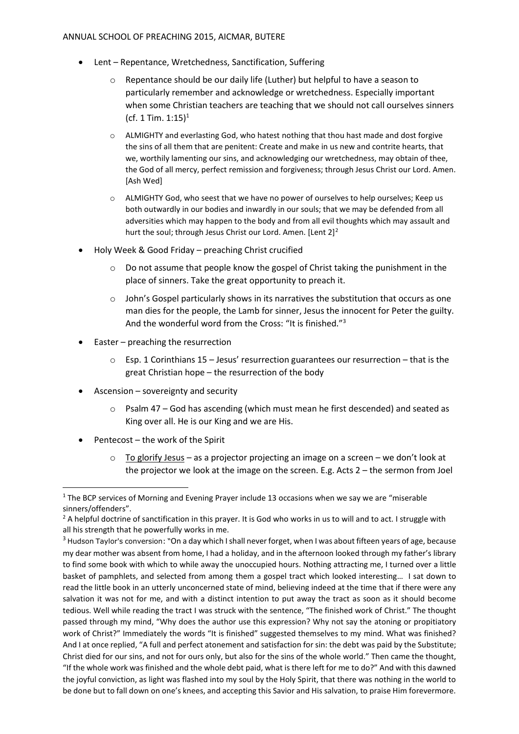- Lent – Repentance, Wretchedness, Sanctification, Suffering
    - Repentance should be our daily life (Luther) but helpful to have a season to particularly remember and acknowledge or wretchedness. Especially important when some Christian teachers are teaching that we should not call ourselves sinners (cf. 1 Tim. 1:15)[1]
    - ALMIGHTY and everlasting God, who hatest nothing that thou hast made and dost forgive the sins of all them that are penitent: Create and make in us new and contrite hearts, that we, worthily lamenting our sins, and acknowledging our wretchedness, may obtain of thee, the God of all mercy, perfect remission and forgiveness; through Jesus Christ our Lord. Amen. [Ash Wed]
    - ALMIGHTY God, who seest that we have no power of ourselves to help ourselves; Keep us both outwardly in our bodies and inwardly in our souls; that we may be defended from all adversities which may happen to the body and from all evil thoughts which may assault and hurt the soul; through Jesus Christ our Lord. Amen. [Lent 2][2]
- Holy Week & Good Friday – preaching Christ crucified
    - Do not assume that people know the gospel of Christ taking the punishment in the place of sinners. Take the great opportunity to preach it.
    - John's Gospel particularly shows in its narratives the substitution that occurs as one man dies for the people, the Lamb for sinner, Jesus the innocent for Peter the guilty. And the wonderful word from the Cross: "It is finished."[3]
- Easter – preaching the resurrection
    - Esp. 1 Corinthians 15 – Jesus' resurrection guarantees our resurrection – that is the great Christian hope – the resurrection of the body
- Ascension – sovereignty and security
    - Psalm 47 – God has ascending (which must mean he first descended) and seated as King over all. He is our King and we are His.
- Pentecost – the work of the Spirit
    - To glorify Jesus – as a projector projecting an image on a screen – we don't look at the projector we look at the image on the screen. E.g. Acts 2 – the sermon from Joel

---

[1] The BCP services of Morning and Evening Prayer include 13 occasions when we say we are "miserable sinners/offenders".

[2] A helpful doctrine of sanctification in this prayer. It is God who works in us to will and to act. I struggle with all his strength that he powerfully works in me.

[3] Hudson Taylor's conversion: "On a day which I shall never forget, when I was about fifteen years of age, because my dear mother was absent from home, I had a holiday, and in the afternoon looked through my father's library to find some book with which to while away the unoccupied hours. Nothing attracting me, I turned over a little basket of pamphlets, and selected from among them a gospel tract which looked interesting… I sat down to read the little book in an utterly unconcerned state of mind, believing indeed at the time that if there were any salvation it was not for me, and with a distinct intention to put away the tract as soon as it should become tedious. Well while reading the tract I was struck with the sentence, "The finished work of Christ." The thought passed through my mind, "Why does the author use this expression? Why not say the atoning or propitiatory work of Christ?" Immediately the words "It is finished" suggested themselves to my mind. What was finished? And I at once replied, "A full and perfect atonement and satisfaction for sin: the debt was paid by the Substitute; Christ died for our sins, and not for ours only, but also for the sins of the whole world." Then came the thought, "If the whole work was finished and the whole debt paid, what is there left for me to do?" And with this dawned the joyful conviction, as light was flashed into my soul by the Holy Spirit, that there was nothing in the world to be done but to fall down on one's knees, and accepting this Savior and His salvation, to praise Him forevermore.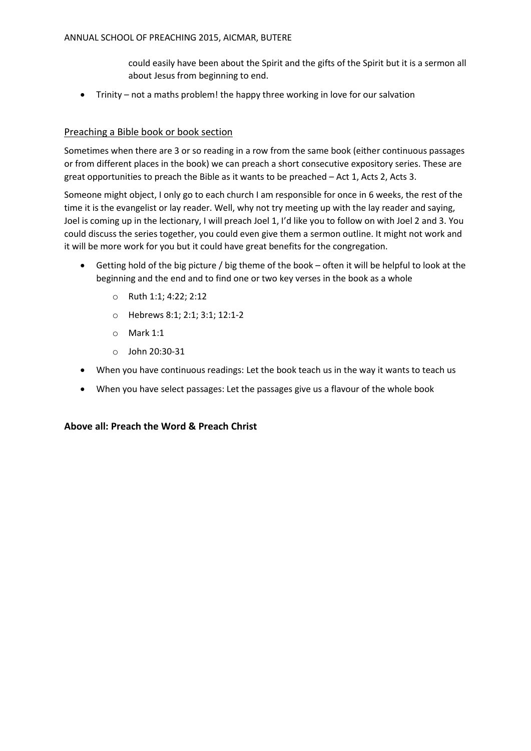could easily have been about the Spirit and the gifts of the Spirit but it is a sermon all about Jesus from beginning to end.

- Trinity – not a maths problem! the happy three working in love for our salvation

## Preaching a Bible book or book section

Sometimes when there are 3 or so reading in a row from the same book (either continuous passages or from different places in the book) we can preach a short consecutive expository series. These are great opportunities to preach the Bible as it wants to be preached – Act 1, Acts 2, Acts 3.

Someone might object, I only go to each church I am responsible for once in 6 weeks, the rest of the time it is the evangelist or lay reader. Well, why not try meeting up with the lay reader and saying, Joel is coming up in the lectionary, I will preach Joel 1, I'd like you to follow on with Joel 2 and 3. You could discuss the series together, you could even give them a sermon outline. It might not work and it will be more work for you but it could have great benefits for the congregation.

- Getting hold of the big picture / big theme of the book – often it will be helpful to look at the beginning and the end and to find one or two key verses in the book as a whole
  - Ruth 1:1; 4:22; 2:12
  - Hebrews 8:1; 2:1; 3:1; 12:1-2
  - Mark 1:1
  - John 20:30-31
- When you have continuous readings: Let the book teach us in the way it wants to teach us
- When you have select passages: Let the passages give us a flavour of the whole book

**Above all: Preach the Word & Preach Christ**